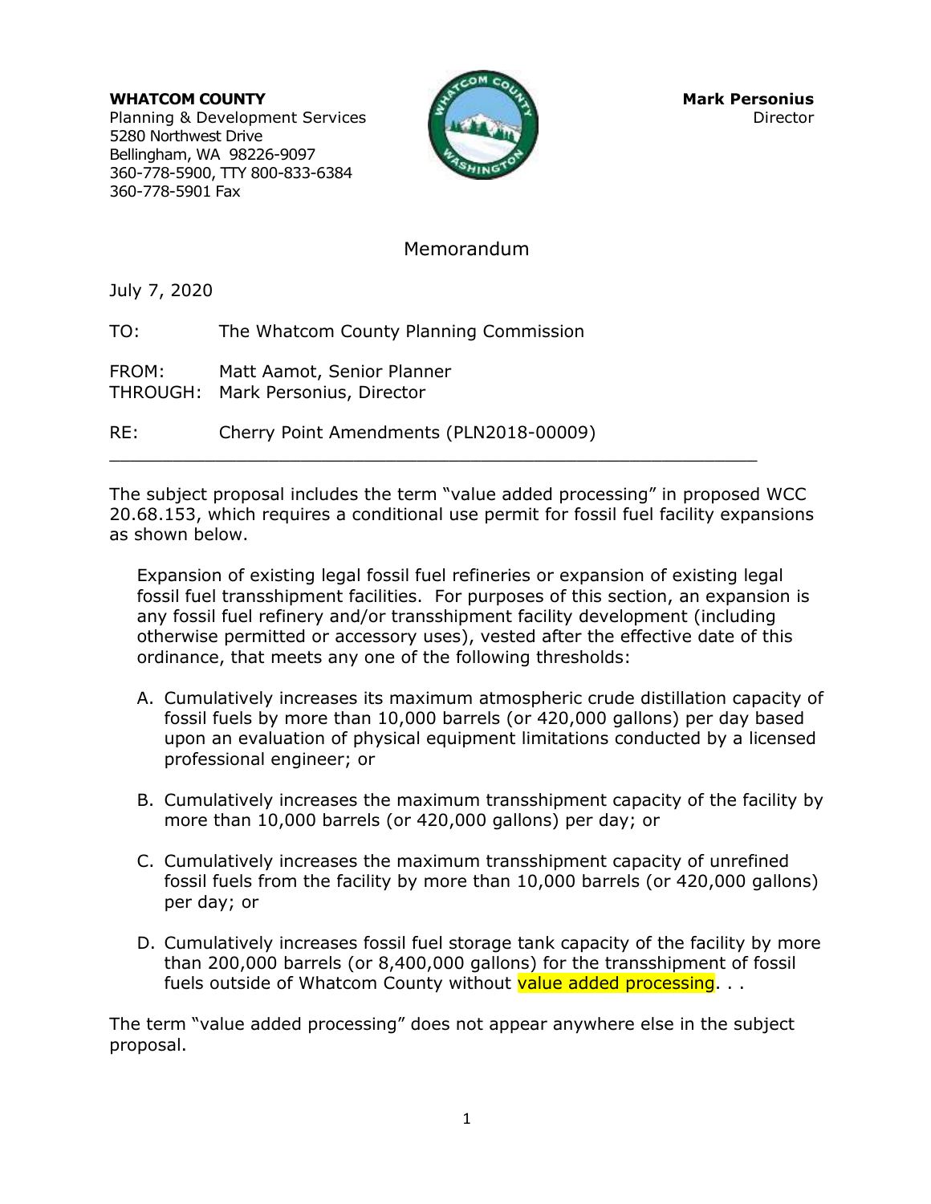**WHATCOM COUNTY**
Planning & Development Services
5280 Northwest Drive
Bellingham, WA 98226-9097
360-778-5900, TTY 800-833-6384
360-778-5901 Fax

**Mark Personius**
Director

## Memorandum

July 7, 2020

TO: The Whatcom County Planning Commission

FROM: Matt Aamot, Senior Planner
THROUGH: Mark Personius, Director

RE: Cherry Point Amendments (PLN2018-00009)

---

The subject proposal includes the term "value added processing" in proposed WCC 20.68.153, which requires a conditional use permit for fossil fuel facility expansions as shown below.

> Expansion of existing legal fossil fuel refineries or expansion of existing legal fossil fuel transshipment facilities. For purposes of this section, an expansion is any fossil fuel refinery and/or transshipment facility development (including otherwise permitted or accessory uses), vested after the effective date of this ordinance, that meets any one of the following thresholds:
>
> A. Cumulatively increases its maximum atmospheric crude distillation capacity of fossil fuels by more than 10,000 barrels (or 420,000 gallons) per day based upon an evaluation of physical equipment limitations conducted by a licensed professional engineer; or
>
> B. Cumulatively increases the maximum transshipment capacity of the facility by more than 10,000 barrels (or 420,000 gallons) per day; or
>
> C. Cumulatively increases the maximum transshipment capacity of unrefined fossil fuels from the facility by more than 10,000 barrels (or 420,000 gallons) per day; or
>
> D. Cumulatively increases fossil fuel storage tank capacity of the facility by more than 200,000 barrels (or 8,400,000 gallons) for the transshipment of fossil fuels outside of Whatcom County without value added processing. . .

The term "value added processing" does not appear anywhere else in the subject proposal.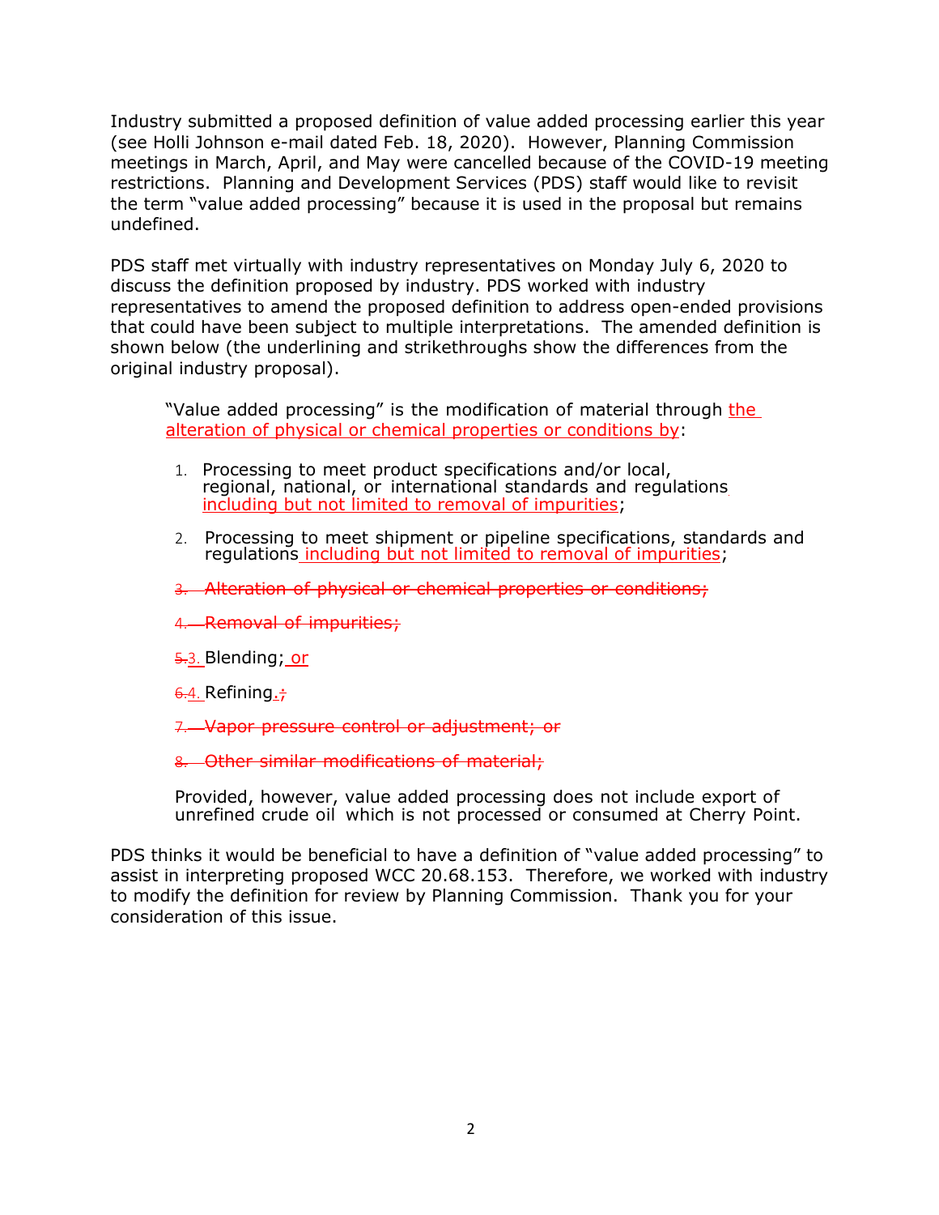Industry submitted a proposed definition of value added processing earlier this year (see Holli Johnson e-mail dated Feb. 18, 2020). However, Planning Commission meetings in March, April, and May were cancelled because of the COVID-19 meeting restrictions. Planning and Development Services (PDS) staff would like to revisit the term "value added processing" because it is used in the proposal but remains undefined.

PDS staff met virtually with industry representatives on Monday July 6, 2020 to discuss the definition proposed by industry. PDS worked with industry representatives to amend the proposed definition to address open-ended provisions that could have been subject to multiple interpretations. The amended definition is shown below (the underlining and strikethroughs show the differences from the original industry proposal).

> "Value added processing" is the modification of material through <u>the alteration of physical or chemical properties or conditions by</u>:
>
> 1. Processing to meet product specifications and/or local, regional, national, or international standards and regulations <u>including but not limited to removal of impurities</u>;
>
> 2. Processing to meet shipment or pipeline specifications, standards and regulations <u>including but not limited to removal of impurities</u>;
>
> ~~3. Alteration of physical or chemical properties or conditions;~~
>
> ~~4. Removal of impurities;~~
>
> ~~5.~~<u>3.</u> Blending;<u> or</u>
>
> ~~6.~~<u>4.</u> Refining<u>.</u>~~;~~
>
> ~~7. Vapor pressure control or adjustment; or~~
>
> ~~8. Other similar modifications of material;~~
>
> Provided, however, value added processing does not include export of unrefined crude oil which is not processed or consumed at Cherry Point.

PDS thinks it would be beneficial to have a definition of "value added processing" to assist in interpreting proposed WCC 20.68.153. Therefore, we worked with industry to modify the definition for review by Planning Commission. Thank you for your consideration of this issue.